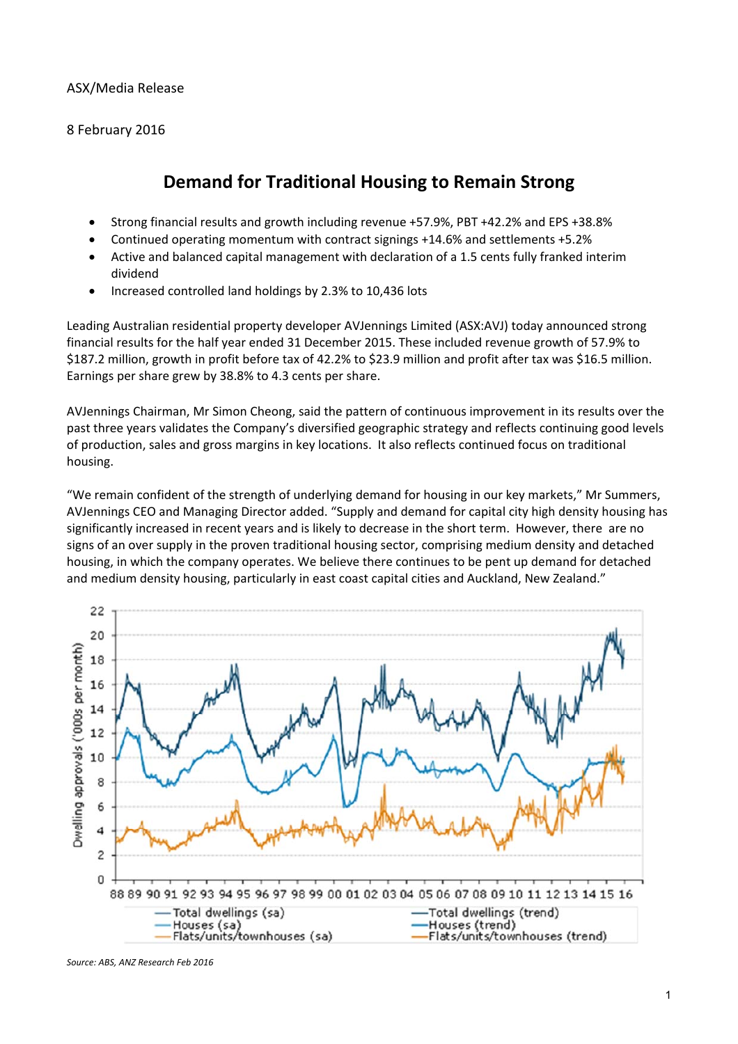ASX/Media Release

8 February 2016

# Demand for Traditional Housing to Remain Strong

- Strong financial results and growth including revenue +57.9%, PBT +42.2% and EPS +38.8%
- Continued operating momentum with contract signings +14.6% and settlements +5.2%
- Active and balanced capital management with declaration of a 1.5 cents fully franked interim dividend
- Increased controlled land holdings by 2.3% to 10,436 lots

Leading Australian residential property developer AVJennings Limited (ASX:AVJ) today announced strong financial results for the half year ended 31 December 2015. These included revenue growth of 57.9% to $187.2 million, growth in profit before tax of 42.2% to $23.9 million and profit after tax was $16.5 million. Earnings per share grew by 38.8% to 4.3 cents per share.

AVJennings Chairman, Mr Simon Cheong, said the pattern of continuous improvement in its results over the past three years validates the Company's diversified geographic strategy and reflects continuing good levels of production, sales and gross margins in key locations. It also reflects continued focus on traditional housing.

"We remain confident of the strength of underlying demand for housing in our key markets," Mr Summers, AVJennings CEO and Managing Director added. "Supply and demand for capital city high density housing has significantly increased in recent years and is likely to decrease in the short term. However, there are no signs of an over supply in the proven traditional housing sector, comprising medium density and detached housing, in which the company operates. We believe there continues to be pent up demand for detached and medium density housing, particularly in east coast capital cities and Auckland, New Zealand."

*Source: ABS, ANZ Research Feb 2016*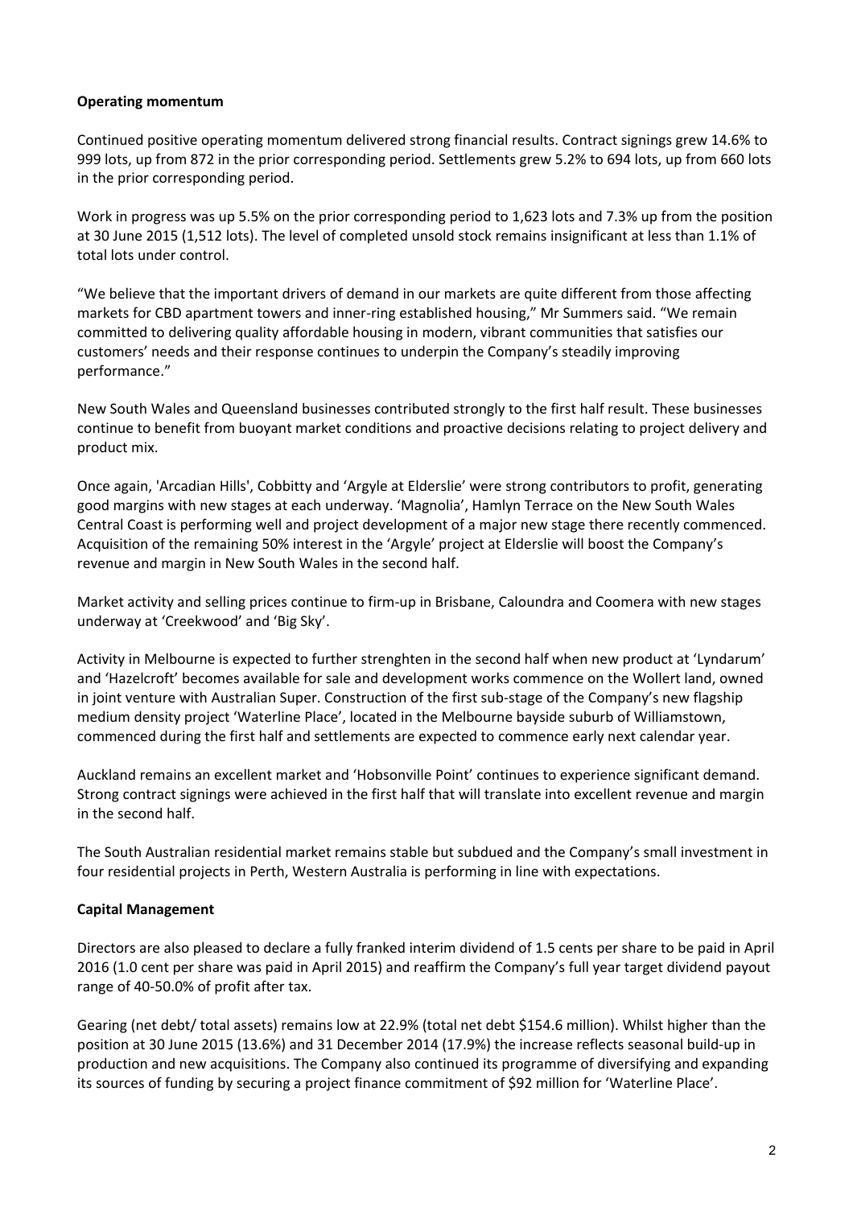**Operating momentum**

Continued positive operating momentum delivered strong financial results. Contract signings grew 14.6% to 999 lots, up from 872 in the prior corresponding period. Settlements grew 5.2% to 694 lots, up from 660 lots in the prior corresponding period.

Work in progress was up 5.5% on the prior corresponding period to 1,623 lots and 7.3% up from the position at 30 June 2015 (1,512 lots). The level of completed unsold stock remains insignificant at less than 1.1% of total lots under control.

"We believe that the important drivers of demand in our markets are quite different from those affecting markets for CBD apartment towers and inner-ring established housing," Mr Summers said. "We remain committed to delivering quality affordable housing in modern, vibrant communities that satisfies our customers' needs and their response continues to underpin the Company's steadily improving performance."

New South Wales and Queensland businesses contributed strongly to the first half result. These businesses continue to benefit from buoyant market conditions and proactive decisions relating to project delivery and product mix.

Once again, 'Arcadian Hills', Cobbitty and 'Argyle at Elderslie' were strong contributors to profit, generating good margins with new stages at each underway. 'Magnolia', Hamlyn Terrace on the New South Wales Central Coast is performing well and project development of a major new stage there recently commenced. Acquisition of the remaining 50% interest in the 'Argyle' project at Elderslie will boost the Company's revenue and margin in New South Wales in the second half.

Market activity and selling prices continue to firm-up in Brisbane, Caloundra and Coomera with new stages underway at 'Creekwood' and 'Big Sky'.

Activity in Melbourne is expected to further strenghten in the second half when new product at 'Lyndarum' and 'Hazelcroft' becomes available for sale and development works commence on the Wollert land, owned in joint venture with Australian Super. Construction of the first sub-stage of the Company's new flagship medium density project 'Waterline Place', located in the Melbourne bayside suburb of Williamstown, commenced during the first half and settlements are expected to commence early next calendar year.

Auckland remains an excellent market and 'Hobsonville Point' continues to experience significant demand. Strong contract signings were achieved in the first half that will translate into excellent revenue and margin in the second half.

The South Australian residential market remains stable but subdued and the Company's small investment in four residential projects in Perth, Western Australia is performing in line with expectations.

**Capital Management**

Directors are also pleased to declare a fully franked interim dividend of 1.5 cents per share to be paid in April 2016 (1.0 cent per share was paid in April 2015) and reaffirm the Company's full year target dividend payout range of 40-50.0% of profit after tax.

Gearing (net debt/ total assets) remains low at 22.9% (total net debt $154.6 million). Whilst higher than the position at 30 June 2015 (13.6%) and 31 December 2014 (17.9%) the increase reflects seasonal build-up in production and new acquisitions. The Company also continued its programme of diversifying and expanding its sources of funding by securing a project finance commitment of $92 million for 'Waterline Place'.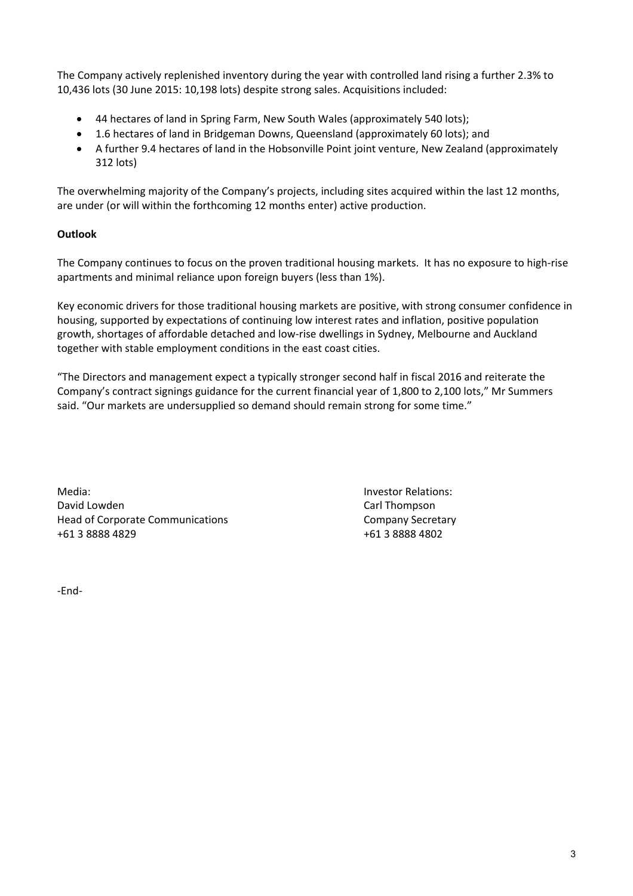The Company actively replenished inventory during the year with controlled land rising a further 2.3% to 10,436 lots (30 June 2015: 10,198 lots) despite strong sales. Acquisitions included:

- 44 hectares of land in Spring Farm, New South Wales (approximately 540 lots);
- 1.6 hectares of land in Bridgeman Downs, Queensland (approximately 60 lots); and
- A further 9.4 hectares of land in the Hobsonville Point joint venture, New Zealand (approximately 312 lots)

The overwhelming majority of the Company's projects, including sites acquired within the last 12 months, are under (or will within the forthcoming 12 months enter) active production.

**Outlook**

The Company continues to focus on the proven traditional housing markets. It has no exposure to high-rise apartments and minimal reliance upon foreign buyers (less than 1%).

Key economic drivers for those traditional housing markets are positive, with strong consumer confidence in housing, supported by expectations of continuing low interest rates and inflation, positive population growth, shortages of affordable detached and low-rise dwellings in Sydney, Melbourne and Auckland together with stable employment conditions in the east coast cities.

"The Directors and management expect a typically stronger second half in fiscal 2016 and reiterate the Company's contract signings guidance for the current financial year of 1,800 to 2,100 lots," Mr Summers said. "Our markets are undersupplied so demand should remain strong for some time."

Media:
David Lowden
Head of Corporate Communications
+61 3 8888 4829

Investor Relations:
Carl Thompson
Company Secretary
+61 3 8888 4802

-End-